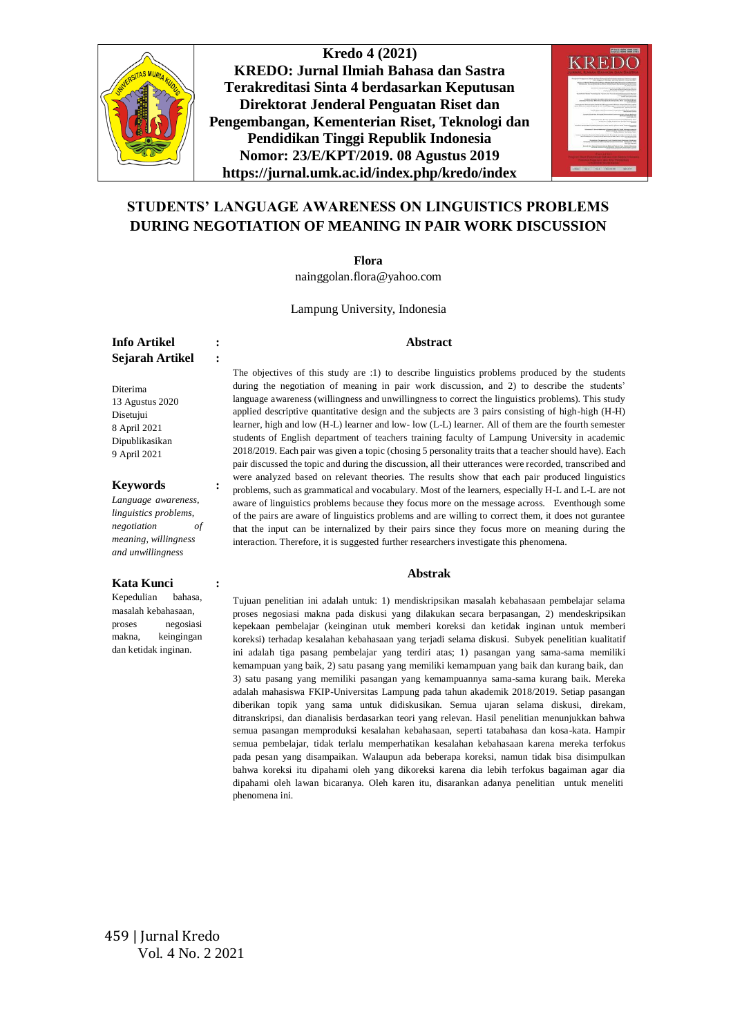**Kredo 4 (2021)**
**KREDO: Jurnal Ilmiah Bahasa dan Sastra**
**Terakreditasi Sinta 4 berdasarkan Keputusan Direktorat Jenderal Penguatan Riset dan Pengembangan, Kementerian Riset, Teknologi dan Pendidikan Tinggi Republik Indonesia**
**Nomor: 23/E/KPT/2019. 08 Agustus 2019**
**https://jurnal.umk.ac.id/index.php/kredo/index**

# STUDENTS' LANGUAGE AWARENESS ON LINGUISTICS PROBLEMS DURING NEGOTIATION OF MEANING IN PAIR WORK DISCUSSION

**Flora**
nainggolan.flora@yahoo.com

Lampung University, Indonesia

**Info Artikel :**
**Sejarah Artikel :**

Diterima
13 Agustus 2020
Disetujui
8 April 2021
Dipublikasikan
9 April 2021

**Keywords :**
*Language awareness, linguistics problems, negotiation of meaning, willingness and unwillingness*

**Kata Kunci :**
Kepedulian bahasa, masalah kebahasaan, proses negosiasi makna, keingingan dan ketidak inginan.

## Abstract

The objectives of this study are :1) to describe linguistics problems produced by the students during the negotiation of meaning in pair work discussion, and 2) to describe the students' language awareness (willingness and unwillingness to correct the linguistics problems). This study applied descriptive quantitative design and the subjects are 3 pairs consisting of high-high (H-H) learner, high and low (H-L) learner and low- low (L-L) learner. All of them are the fourth semester students of English department of teachers training faculty of Lampung University in academic 2018/2019. Each pair was given a topic (chosing 5 personality traits that a teacher should have). Each pair discussed the topic and during the discussion, all their utterances were recorded, transcribed and were analyzed based on relevant theories. The results show that each pair produced linguistics problems, such as grammatical and vocabulary. Most of the learners, especially H-L and L-L are not aware of linguistics problems because they focus more on the message across. Eventhough some of the pairs are aware of linguistics problems and are willing to correct them, it does not gurantee that the input can be internalized by their pairs since they focus more on meaning during the interaction. Therefore, it is suggested further researchers investigate this phenomena.

## Abstrak

Tujuan penelitian ini adalah untuk: 1) mendiskripsikan masalah kebahasaan pembelajar selama proses negosiasi makna pada diskusi yang dilakukan secara berpasangan, 2) mendeskripsikan kepekaan pembelajar (keinginan utuk memberi koreksi dan ketidak inginan untuk memberi koreksi) terhadap kesalahan kebahasaan yang terjadi selama diskusi. Subyek penelitian kualitatif ini adalah tiga pasang pembelajar yang terdiri atas; 1) pasangan yang sama-sama memiliki kemampuan yang baik, 2) satu pasang yang memiliki kemampuan yang baik dan kurang baik, dan 3) satu pasang yang memiliki pasangan yang kemampuannya sama-sama kurang baik. Mereka adalah mahasiswa FKIP-Universitas Lampung pada tahun akademik 2018/2019. Setiap pasangan diberikan topik yang sama untuk didiskusikan. Semua ujaran selama diskusi, direkam, ditranskripsi, dan dianalisis berdasarkan teori yang relevan. Hasil penelitian menunjukkan bahwa semua pasangan memproduksi kesalahan kebahasaan, seperti tatabahasa dan kosa-kata. Hampir semua pembelajar, tidak terlalu memperhatikan kesalahan kebahasaan karena mereka terfokus pada pesan yang disampaikan. Walaupun ada beberapa koreksi, namun tidak bisa disimpulkan bahwa koreksi itu dipahami oleh yang dikoreksi karena dia lebih terfokus bagaiman agar dia dipahami oleh lawan bicaranya. Oleh karen itu, disarankan adanya penelitian untuk meneliti phenomena ini.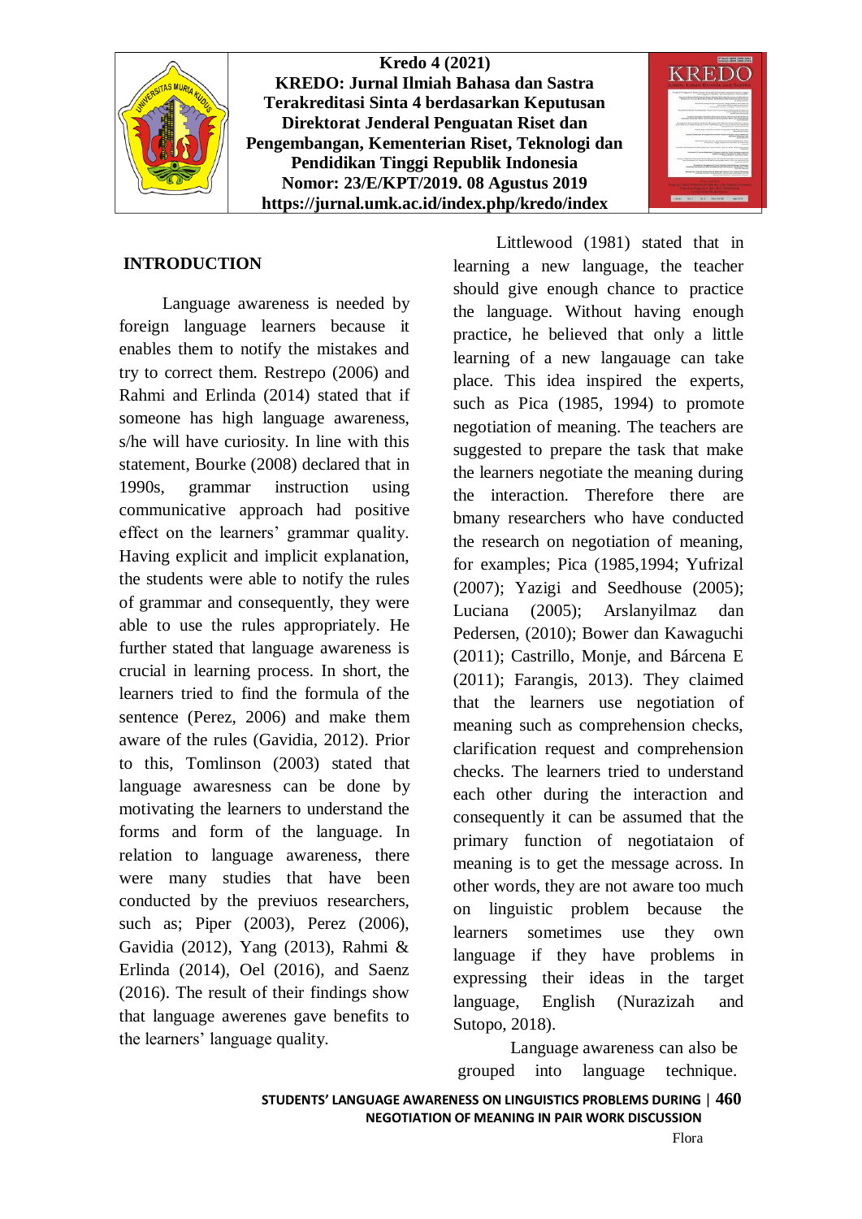## INTRODUCTION

Language awareness is needed by foreign language learners because it enables them to notify the mistakes and try to correct them. Restrepo (2006) and Rahmi and Erlinda (2014) stated that if someone has high language awareness, s/he will have curiosity. In line with this statement, Bourke (2008) declared that in 1990s, grammar instruction using communicative approach had positive effect on the learners' grammar quality. Having explicit and implicit explanation, the students were able to notify the rules of grammar and consequently, they were able to use the rules appropriately. He further stated that language awareness is crucial in learning process. In short, the learners tried to find the formula of the sentence (Perez, 2006) and make them aware of the rules (Gavidia, 2012). Prior to this, Tomlinson (2003) stated that language awarsesness can be done by motivating the learners to understand the forms and form of the language. In relation to language awareness, there were many studies that have been conducted by the previuos researchers, such as; Piper (2003), Perez (2006), Gavidia (2012), Yang (2013), Rahmi & Erlinda (2014), Oel (2016), and Saenz (2016). The result of their findings show that language awerenes gave benefits to the learners' language quality.

Littlewood (1981) stated that in learning a new language, the teacher should give enough chance to practice the language. Without having enough practice, he believed that only a little learning of a new langauage can take place. This idea inspired the experts, such as Pica (1985, 1994) to promote negotiation of meaning. The teachers are suggested to prepare the task that make the learners negotiate the meaning during the interaction. Therefore there are bmany researchers who have conducted the research on negotiation of meaning, for examples; Pica (1985,1994; Yufrizal (2007); Yazigi and Seedhouse (2005); Luciana (2005); Arslanyilmaz dan Pedersen, (2010); Bower dan Kawaguchi (2011); Castrillo, Monje, and Bárcena E (2011); Farangis, 2013). They claimed that the learners use negotiation of meaning such as comprehension checks, clarification request and comprehension checks. The learners tried to understand each other during the interaction and consequently it can be assumed that the primary function of negotiataion of meaning is to get the message across. In other words, they are not aware too much on linguistic problem because the learners sometimes use they own language if they have problems in expressing their ideas in the target language, English (Nurazizah and Sutopo, 2018).

Language awareness can also be grouped into language technique.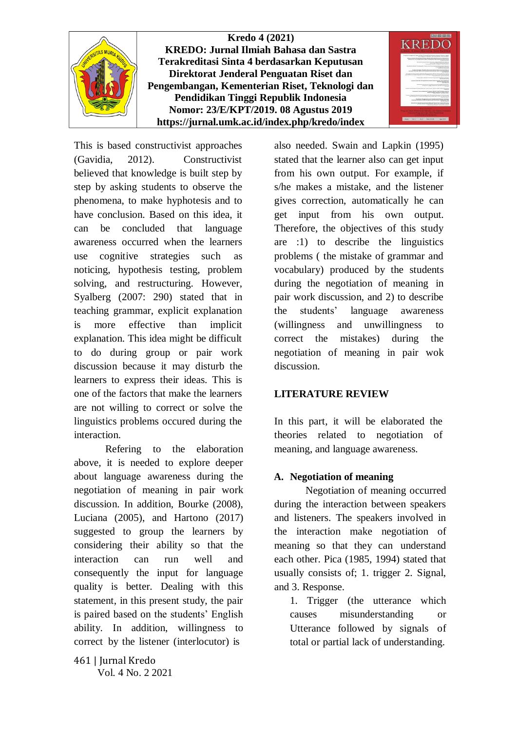This is based constructivist approaches (Gavidia, 2012). Constructivist believed that knowledge is built step by step by asking students to observe the phenomena, to make hyphotesis and to have conclusion. Based on this idea, it can be concluded that language awareness occurred when the learners use cognitive strategies such as noticing, hypothesis testing, problem solving, and restructuring. However, Syalberg (2007: 290) stated that in teaching grammar, explicit explanation is more effective than implicit explanation. This idea might be difficult to do during group or pair work discussion because it may disturb the learners to express their ideas. This is one of the factors that make the learners are not willing to correct or solve the linguistics problems occured during the interaction.

Refering to the elaboration above, it is needed to explore deeper about language awareness during the negotiation of meaning in pair work discussion. In addition, Bourke (2008), Luciana (2005), and Hartono (2017) suggested to group the learners by considering their ability so that the interaction can run well and consequently the input for language quality is better. Dealing with this statement, in this present study, the pair is paired based on the students' English ability. In addition, willingness to correct by the listener (interlocutor) is also needed. Swain and Lapkin (1995) stated that the learner also can get input from his own output. For example, if s/he makes a mistake, and the listener gives correction, automatically he can get input from his own output. Therefore, the objectives of this study are :1) to describe the linguistics problems ( the mistake of grammar and vocabulary) produced by the students during the negotiation of meaning in pair work discussion, and 2) to describe the students' language awareness (willingness and unwillingness to correct the mistakes) during the negotiation of meaning in pair wok discussion.

## LITERATURE REVIEW

In this part, it will be elaborated the theories related to negotiation of meaning, and language awareness.

### A. Negotiation of meaning

Negotiation of meaning occurred during the interaction between speakers and listeners. The speakers involved in the interaction make negotiation of meaning so that they can understand each other. Pica (1985, 1994) stated that usually consists of; 1. trigger 2. Signal, and 3. Response.

1. Trigger (the utterance which causes misunderstanding or Utterance followed by signals of total or partial lack of understanding.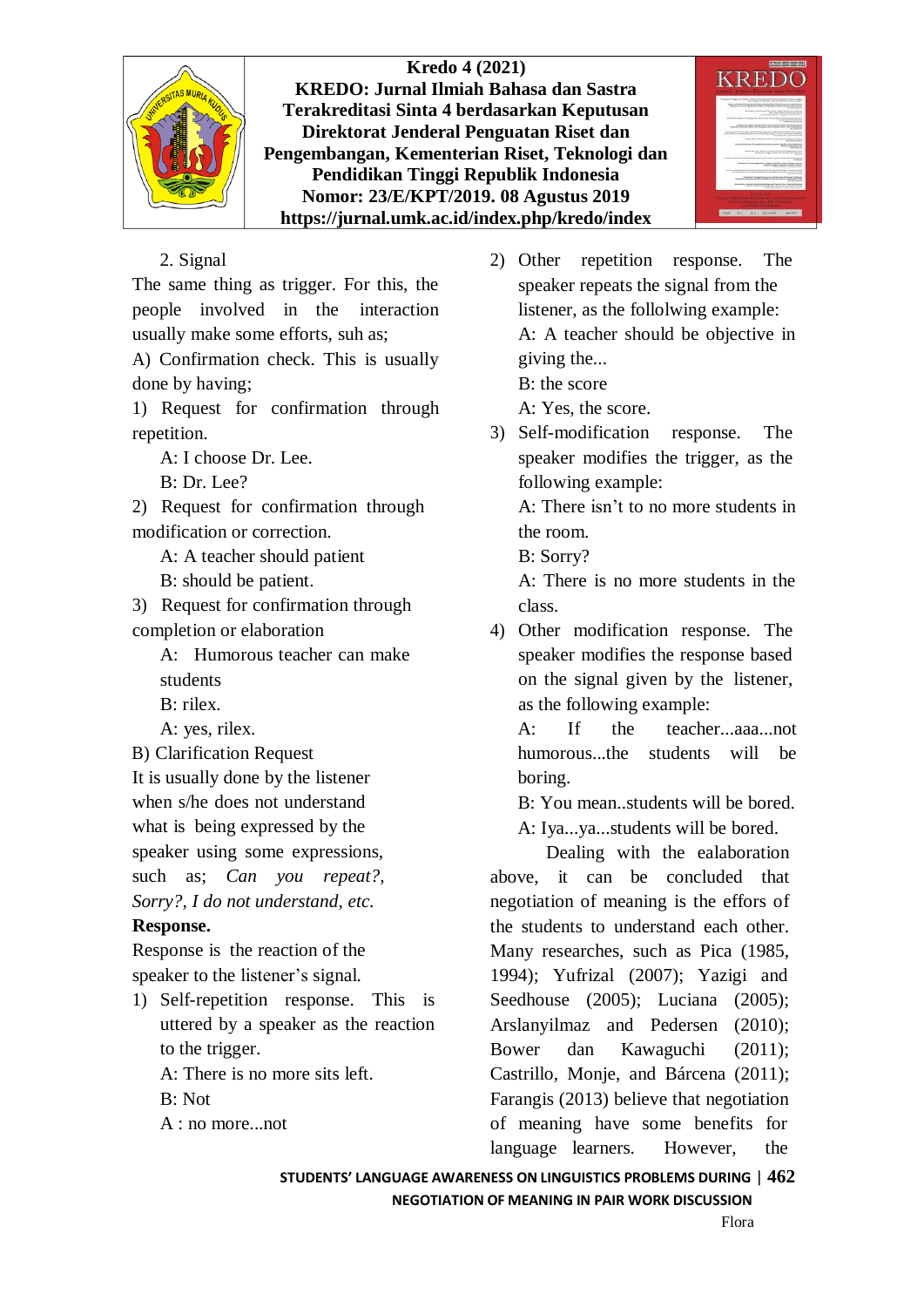2. Signal

The same thing as trigger. For this, the people involved in the interaction usually make some efforts, suh as;

A) Confirmation check. This is usually done by having;

1) Request for confirmation through repetition.

A: I choose Dr. Lee.
B: Dr. Lee?

2) Request for confirmation through modification or correction.

A: A teacher should patient
B: should be patient.

3) Request for confirmation through completion or elaboration

A: Humorous teacher can make students
B: rilex.
A: yes, rilex.

B) Clarification Request

It is usually done by the listener when s/he does not understand what is being expressed by the speaker using some expressions, such as; *Can you repeat?, Sorry?, I do not understand, etc.*

**Response.**

Response is the reaction of the speaker to the listener's signal.

1) Self-repetition response. This is uttered by a speaker as the reaction to the trigger.
   A: There is no more sits left.
   B: Not
   A : no more...not
2) Other repetition response. The speaker repeats the signal from the listener, as the follolwing example:
   A: A teacher should be objective in giving the...
   B: the score
   A: Yes, the score.
3) Self-modification response. The speaker modifies the trigger, as the following example:
   A: There isn't to no more students in the room.
   B: Sorry?
   A: There is no more students in the class.
4) Other modification response. The speaker modifies the response based on the signal given by the listener, as the following example:
   A: If the teacher...aaa...not humorous...the students will be boring.
   B: You mean..students will be bored.
   A: Iya...ya...students will be bored.

Dealing with the ealaboration above, it can be concluded that negotiation of meaning is the effors of the students to understand each other. Many researches, such as Pica (1985, 1994); Yufrizal (2007); Yazigi and Seedhouse (2005); Luciana (2005); Arslanyilmaz and Pedersen (2010); Bower dan Kawaguchi (2011); Castrillo, Monje, and Bárcena (2011); Farangis (2013) believe that negotiation of meaning have some benefits for language learners. However, the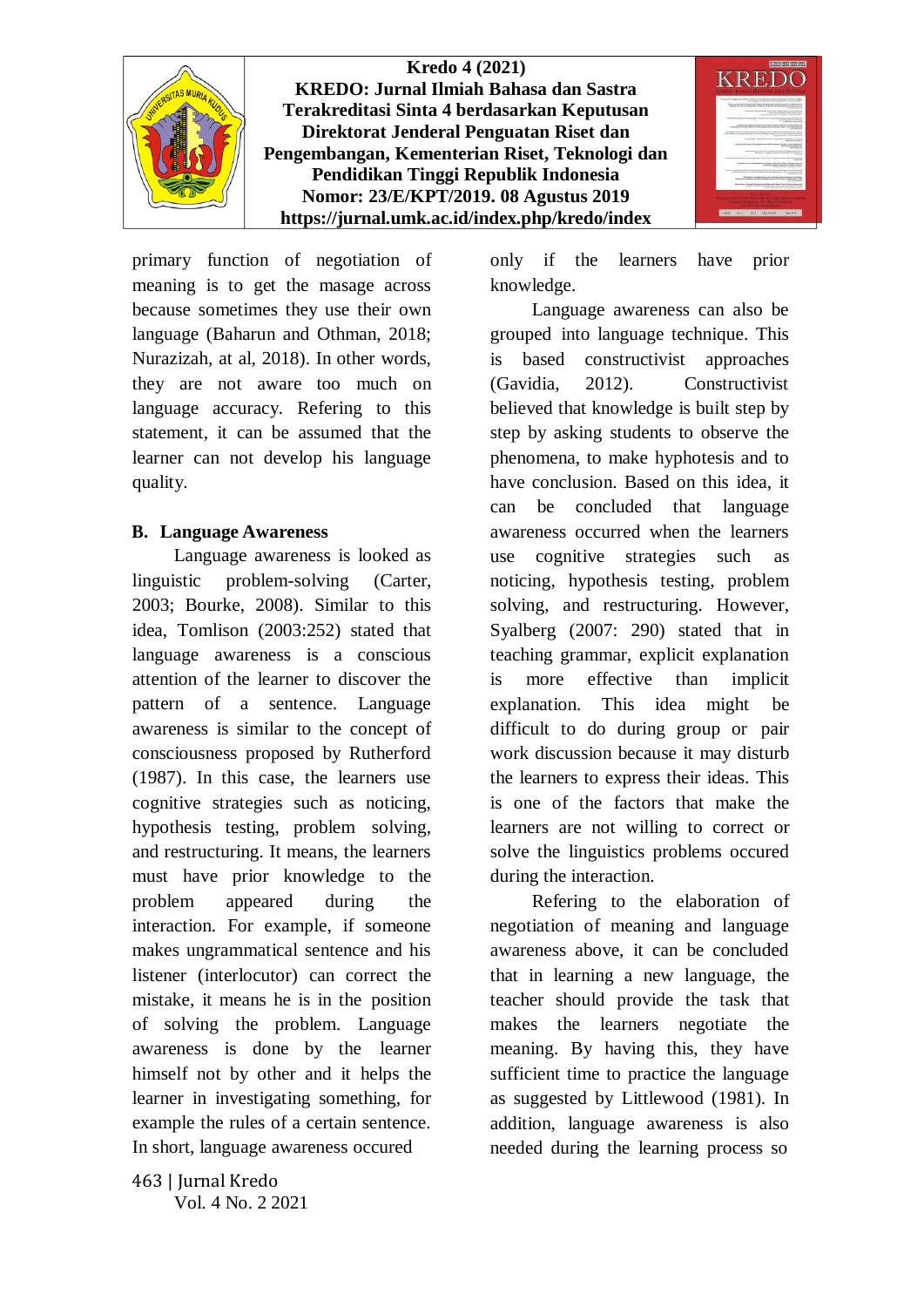primary function of negotiation of meaning is to get the masage across because sometimes they use their own language (Baharun and Othman, 2018; Nurazizah, at al, 2018). In other words, they are not aware too much on language accuracy. Refering to this statement, it can be assumed that the learner can not develop his language quality.

## B. Language Awareness

Language awareness is looked as linguistic problem-solving (Carter, 2003; Bourke, 2008). Similar to this idea, Tomlison (2003:252) stated that language awareness is a conscious attention of the learner to discover the pattern of a sentence. Language awareness is similar to the concept of consciousness proposed by Rutherford (1987). In this case, the learners use cognitive strategies such as noticing, hypothesis testing, problem solving, and restructuring. It means, the learners must have prior knowledge to the problem appeared during the interaction. For example, if someone makes ungrammatical sentence and his listener (interlocutor) can correct the mistake, it means he is in the position of solving the problem. Language awareness is done by the learner himself not by other and it helps the learner in investigating something, for example the rules of a certain sentence. In short, language awareness occured only if the learners have prior knowledge.

Language awareness can also be grouped into language technique. This is based constructivist approaches (Gavidia, 2012). Constructivist believed that knowledge is built step by step by asking students to observe the phenomena, to make hyphotesis and to have conclusion. Based on this idea, it can be concluded that language awareness occurred when the learners use cognitive strategies such as noticing, hypothesis testing, problem solving, and restructuring. However, Syalberg (2007: 290) stated that in teaching grammar, explicit explanation is more effective than implicit explanation. This idea might be difficult to do during group or pair work discussion because it may disturb the learners to express their ideas. This is one of the factors that make the learners are not willing to correct or solve the linguistics problems occured during the interaction.

Refering to the elaboration of negotiation of meaning and language awareness above, it can be concluded that in learning a new language, the teacher should provide the task that makes the learners negotiate the meaning. By having this, they have sufficient time to practice the language as suggested by Littlewood (1981). In addition, language awareness is also needed during the learning process so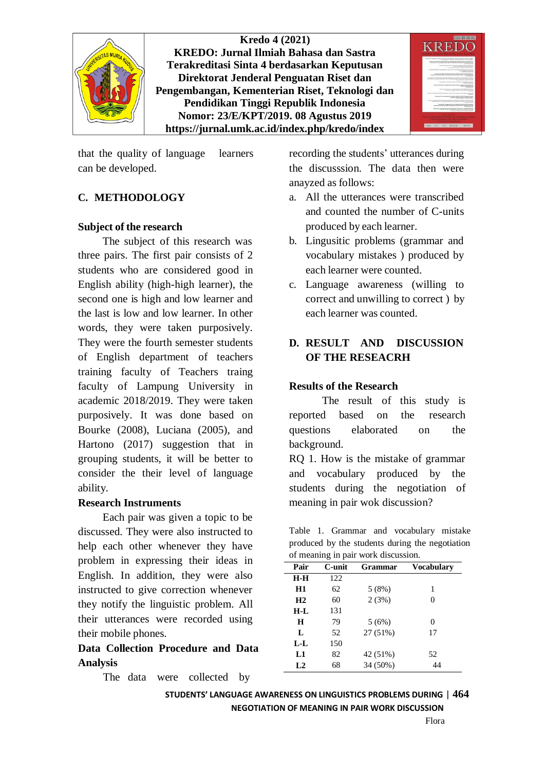that the quality of language learners can be developed.

## C. METHODOLOGY

### Subject of the research

The subject of this research was three pairs. The first pair consists of 2 students who are considered good in English ability (high-high learner), the second one is high and low learner and the last is low and low learner. In other words, they were taken purposively. They were the fourth semester students of English department of teachers training faculty of Teachers traing faculty of Lampung University in academic 2018/2019. They were taken purposively. It was done based on Bourke (2008), Luciana (2005), and Hartono (2017) suggestion that in grouping students, it will be better to consider the their level of language ability.

### Research Instruments

Each pair was given a topic to be discussed. They were also instructed to help each other whenever they have problem in expressing their ideas in English. In addition, they were also instructed to give correction whenever they notify the linguistic problem. All their utterances were recorded using their mobile phones.

### Data Collection Procedure and Data Analysis

The data were collected by recording the students' utterances during the discusssion. The data then were anayzed as follows:

a. All the utterances were transcribed and counted the number of C-units produced by each learner.
b. Lingusitic problems (grammar and vocabulary mistakes ) produced by each learner were counted.
c. Language awareness (willing to correct and unwilling to correct ) by each learner was counted.

## D. RESULT AND DISCUSSION OF THE RESEACRH

### Results of the Research

The result of this study is reported based on the research questions elaborated on the background.

RQ 1. How is the mistake of grammar and vocabulary produced by the students during the negotiation of meaning in pair wok discussion?

Table 1. Grammar and vocabulary mistake produced by the students during the negotiation of meaning in pair work discussion.

| Pair | C-unit | Grammar | Vocabulary |
|---|---|---|---|
| **H-H** | 122 | | |
| **H1** | 62 | 5 (8%) | 1 |
| **H2** | 60 | 2 (3%) | 0 |
| **H-L** | 131 | | |
| **H** | 79 | 5 (6%) | 0 |
| **L** | 52 | 27 (51%) | 17 |
| **L-L** | 150 | | |
| **L1** | 82 | 42 (51%) | 52 |
| **L2** | 68 | 34 (50%) | 44 |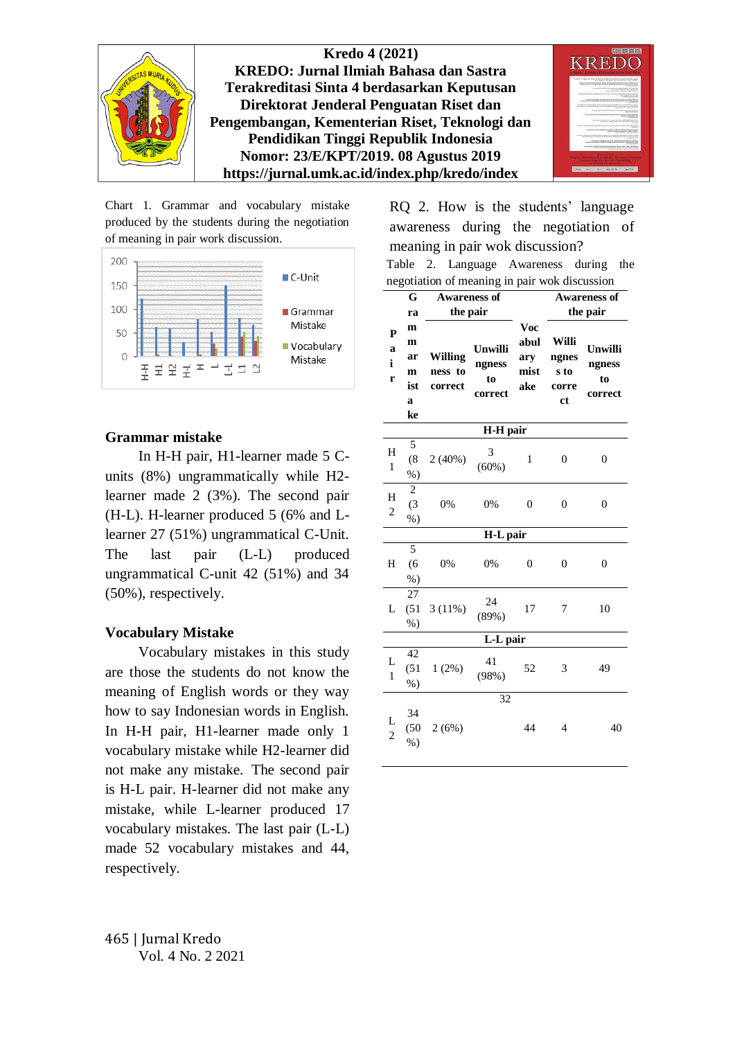Chart 1. Grammar and vocabulary mistake produced by the students during the negotiation of meaning in pair work discussion.

200
150
100
50
0
H-H
H1
H2
H-L
H
L
L-L
L1
L2
C-Unit
Grammar Mistake
Vocabulary Mistake

## Grammar mistake

In H-H pair, H1-learner made 5 C-units (8%) ungrammatically while H2-learner made 2 (3%). The second pair (H-L). H-learner produced 5 (6% and L-learner 27 (51%) ungrammatical C-Unit. The last pair (L-L) produced ungrammatical C-unit 42 (51%) and 34 (50%), respectively.

## Vocabulary Mistake

Vocabulary mistakes in this study are those the students do not know the meaning of English words or they way how to say Indonesian words in English. In H-H pair, H1-learner made only 1 vocabulary mistake while H2-learner did not make any mistake. The second pair is H-L pair. H-learner did not make any mistake, while L-learner produced 17 vocabulary mistakes. The last pair (L-L) made 52 vocabulary mistakes and 44, respectively.

RQ 2. How is the students' language awareness during the negotiation of meaning in pair wok discussion?

Table 2. Language Awareness during the negotiation of meaning in pair wok discussion

| Pair | Grammar mistake | Awareness of the pair | | Vocabulary mistake | Awareness of the pair | |
|---|---|---|---|---|---|---|
| | | Willingness to correct | Unwillingness to correct | | Willingness to correct | Unwillingness to correct |
| **H-H pair** | | | | | | |
| H1 | 5 (8%) | 2 (40%) | 3 (60%) | 1 | 0 | 0 |
| H2 | 2 (3%) | 0% | 0% | 0 | 0 | 0 |
| **H-L pair** | | | | | | |
| H | 5 (6%) | 0% | 0% | 0 | 0 | 0 |
| L | 27 (51%) | 3 (11%) | 24 (89%) | 17 | 7 | 10 |
| **L-L pair** | | | | | | |
| L1 | 42 (51%) | 1 (2%) | 41 (98%) | 52 | 3 | 49 |
| L2 | 34 (50%) | 2 (6%) | 32 | 44 | 4 | 40 |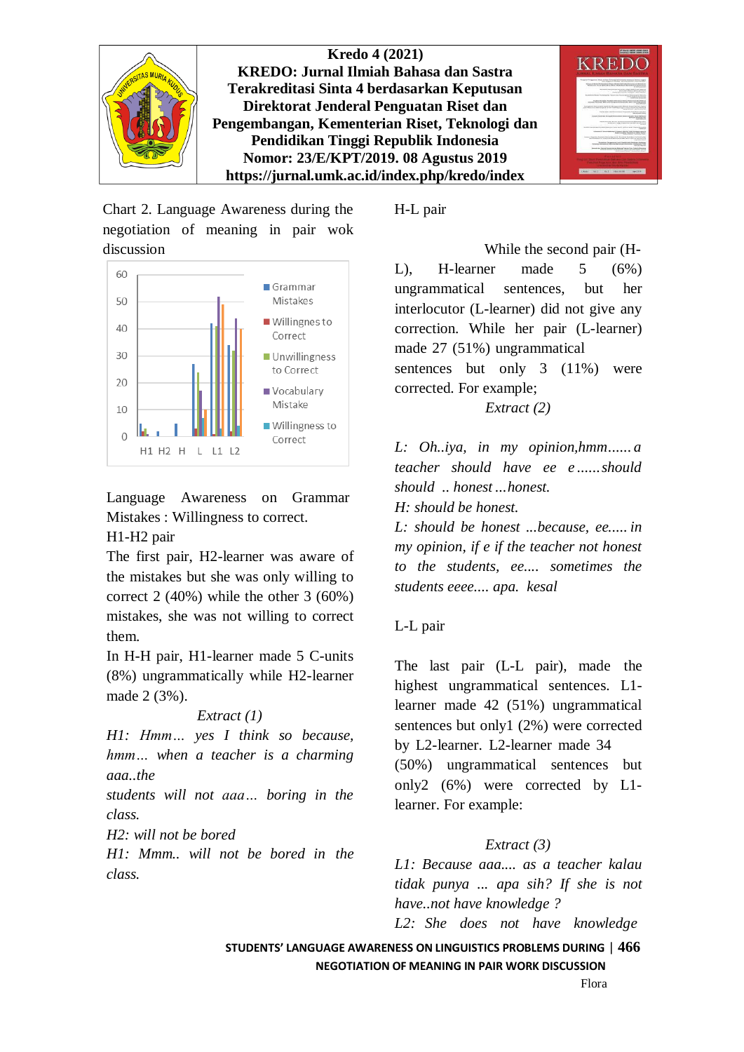Chart 2. Language Awareness during the negotiation of meaning in pair wok discussion

60
50
40
30
20
10
0

H1 H2 H L L1 L2

Grammar Mistakes
Willingness to Correct
Unwillingness to Correct
Vocabulary Mistake
Willingness to Correct

Language Awareness on Grammar Mistakes : Willingness to correct.

H1-H2 pair

The first pair, H2-learner was aware of the mistakes but she was only willing to correct 2 (40%) while the other 3 (60%) mistakes, she was not willing to correct them.

In H-H pair, H1-learner made 5 C-units (8%) ungrammatically while H2-learner made 2 (3%).

*Extract (1)*

*H1: Hmm… yes I think so because, hmm… when a teacher is a charming aaa..the students will not aaa… boring in the class.*

*H2: will not be bored*

*H1: Mmm.. will not be bored in the class.*

H-L pair

While the second pair (H-L), H-learner made 5 (6%) ungrammatical sentences, but her interlocutor (L-learner) did not give any correction. While her pair (L-learner) made 27 (51%) ungrammatical sentences but only 3 (11%) were corrected. For example;

*Extract (2)*

*L: Oh..iya, in my opinion,hmm...... a teacher should have ee e......should should .. honest ... honest.*

*H: should be honest.*

*L: should be honest ...because, ee..... in my opinion, if e if the teacher not honest to the students, ee.... sometimes the students eeee.... apa. kesal*

L-L pair

The last pair (L-L pair), made the highest ungrammatical sentences. L1-learner made 42 (51%) ungrammatical sentences but only1 (2%) were corrected by L2-learner. L2-learner made 34 (50%) ungrammatical sentences but only2 (6%) were corrected by L1-learner. For example:

*Extract (3)*

*L1: Because aaa.... as a teacher kalau tidak punya ... apa sih? If she is not have..not have knowledge ?*

*L2: She does not have knowledge*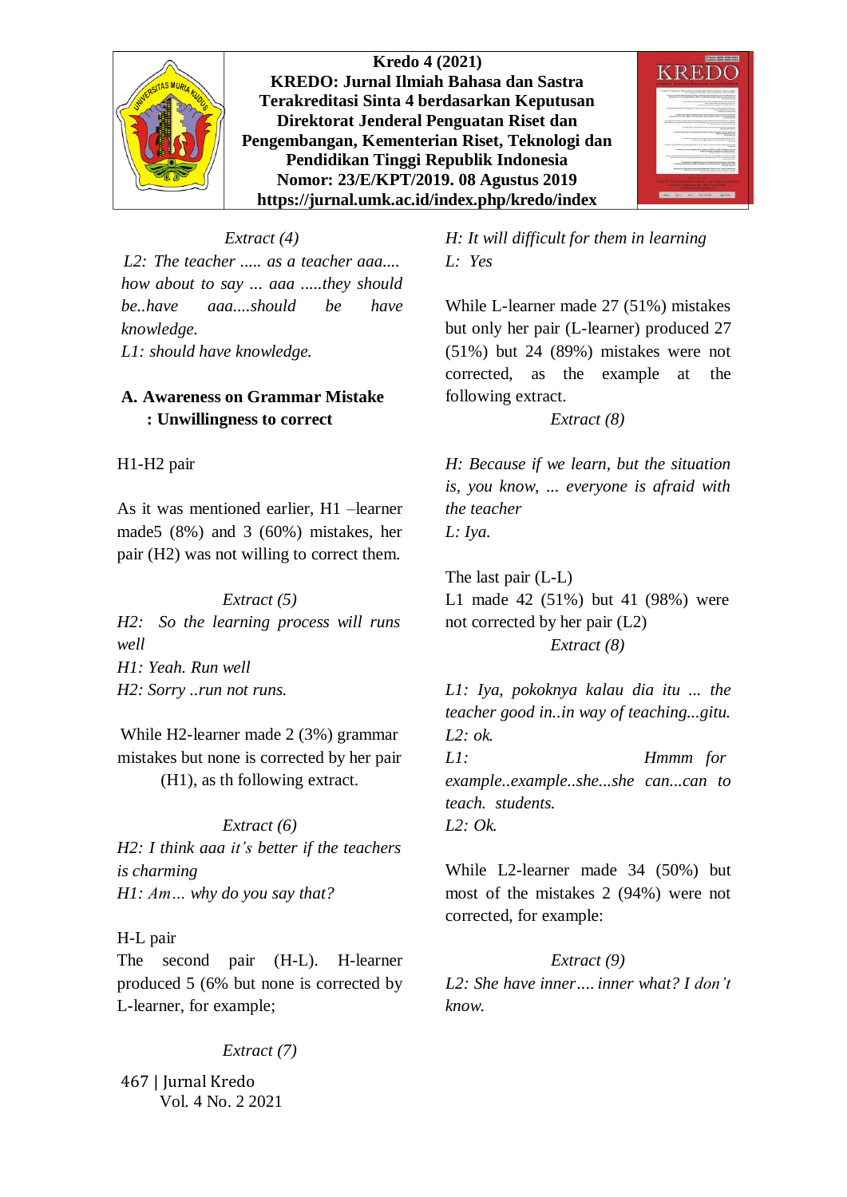*Extract (4)*

*L2: The teacher ..... as a teacher aaa.... how about to say ... aaa .....they should be..have aaa....should be have knowledge.*
*L1: should have knowledge.*

**A. Awareness on Grammar Mistake : Unwillingness to correct**

H1-H2 pair

As it was mentioned earlier, H1 –learner made5 (8%) and 3 (60%) mistakes, her pair (H2) was not willing to correct them.

*Extract (5)*

*H2: So the learning process will runs well*
*H1: Yeah. Run well*
*H2: Sorry ..run not runs.*

While H2-learner made 2 (3%) grammar mistakes but none is corrected by her pair (H1), as th following extract.

*Extract (6)*

*H2: I think aaa it's better if the teachers is charming*
*H1: Am… why do you say that?*

H-L pair
The second pair (H-L). H-learner produced 5 (6% but none is corrected by L-learner, for example;

*Extract (7)*

*H: It will difficult for them in learning*
*L: Yes*

While L-learner made 27 (51%) mistakes but only her pair (L-learner) produced 27 (51%) but 24 (89%) mistakes were not corrected, as the example at the following extract.

*Extract (8)*

*H: Because if we learn, but the situation is, you know, ... everyone is afraid with the teacher*
*L: Iya.*

The last pair (L-L)
L1 made 42 (51%) but 41 (98%) were not corrected by her pair (L2)

*Extract (8)*

*L1: Iya, pokoknya kalau dia itu ... the teacher good in..in way of teaching...gitu.*
*L2: ok.*
*L1: Hmmm for example..example..she...she can...can to teach. students.*
*L2: Ok.*

While L2-learner made 34 (50%) but most of the mistakes 2 (94%) were not corrected, for example:

*Extract (9)*

*L2: She have inner…. inner what? I don't know.*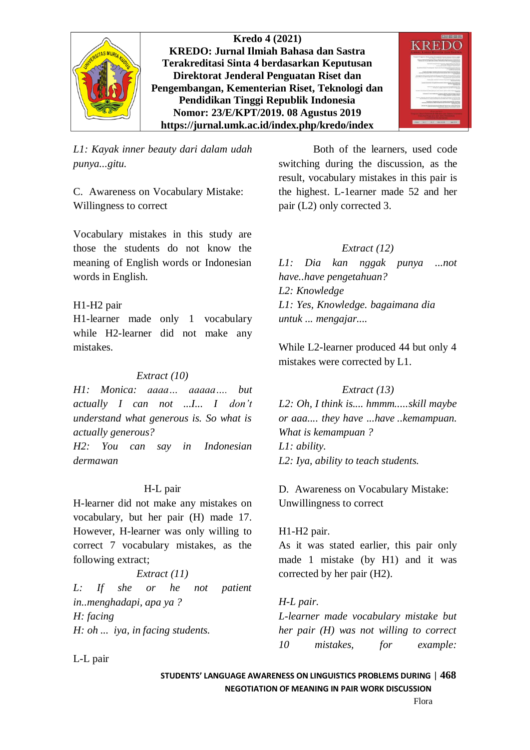*L1: Kayak inner beauty dari dalam udah punya...gitu.*

C. Awareness on Vocabulary Mistake: Willingness to correct

Vocabulary mistakes in this study are those the students do not know the meaning of English words or Indonesian words in English.

H1-H2 pair

H1-learner made only 1 vocabulary while H2-learner did not make any mistakes.

*Extract (10)*

*H1: Monica: aaaa… aaaaa…. but actually I can not ...I... I don't understand what generous is. So what is actually generous?*

*H2: You can say in Indonesian dermawan*

H-L pair

H-learner did not make any mistakes on vocabulary, but her pair (H) made 17. However, H-learner was only willing to correct 7 vocabulary mistakes, as the following extract;

*Extract (11)*

*L: If she or he not patient in..menghadapi, apa ya ?*

*H: facing*

*H: oh ... iya, in facing students.*

L-L pair

Both of the learners, used code switching during the discussion, as the result, vocabulary mistakes in this pair is the highest. L-1earner made 52 and her pair (L2) only corrected 3.

*Extract (12)*

*L1: Dia kan nggak punya ...not have..have pengetahuan?*

*L2: Knowledge*

*L1: Yes, Knowledge. bagaimana dia untuk ... mengajar....*

While L2-learner produced 44 but only 4 mistakes were corrected by L1.

*Extract (13)*

*L2: Oh, I think is.... hmmm.....skill maybe or aaa.... they have ...have ..kemampuan. What is kemampuan ?*

*L1: ability.*

*L2: Iya, ability to teach students.*

D. Awareness on Vocabulary Mistake: Unwillingness to correct

H1-H2 pair.

As it was stated earlier, this pair only made 1 mistake (by H1) and it was corrected by her pair (H2).

*H-L pair.*

*L-learner made vocabulary mistake but her pair (H) was not willing to correct 10 mistakes, for example:*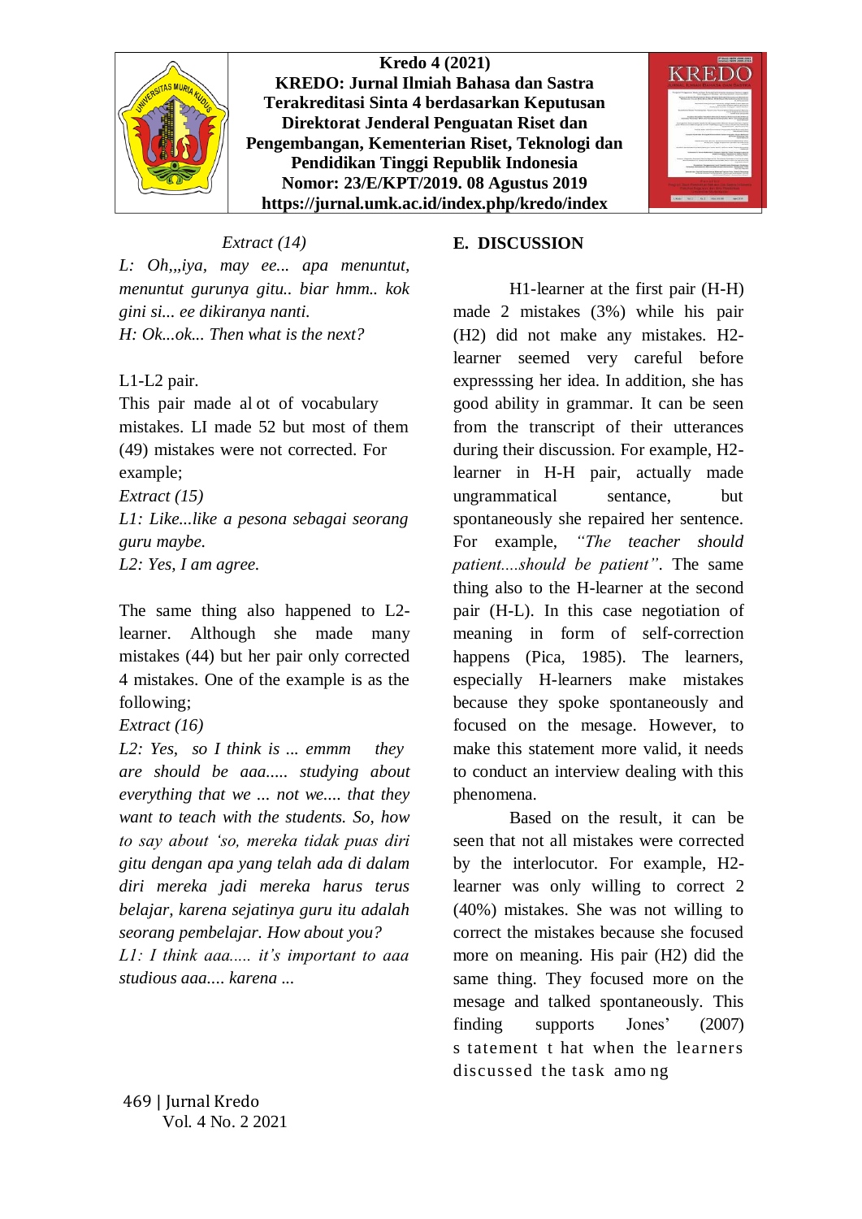*Extract (14)*

*L: Oh,,,iya, may ee... apa menuntut, menuntut gurunya gitu.. biar hmm.. kok gini si... ee dikiranya nanti.*

*H: Ok...ok... Then what is the next?*

L1-L2 pair.

This pair made al ot of vocabulary mistakes. LI made 52 but most of them (49) mistakes were not corrected. For example;

*Extract (15)*

*L1: Like...like a pesona sebagai seorang guru maybe.*

*L2: Yes, I am agree.*

The same thing also happened to L2-learner. Although she made many mistakes (44) but her pair only corrected 4 mistakes. One of the example is as the following;

*Extract (16)*

*L2: Yes, so I think is ... emmm they are should be aaa..... studying about everything that we ... not we.... that they want to teach with the students. So, how to say about 'so, mereka tidak puas diri gitu dengan apa yang telah ada di dalam diri mereka jadi mereka harus terus belajar, karena sejatinya guru itu adalah seorang pembelajar. How about you?*

*L1: I think aaa..... it's important to aaa studious aaa.... karena ...*

## E. DISCUSSION

H1-learner at the first pair (H-H) made 2 mistakes (3%) while his pair (H2) did not make any mistakes. H2-learner seemed very careful before expresssing her idea. In addition, she has good ability in grammar. It can be seen from the transcript of their utterances during their discussion. For example, H2-learner in H-H pair, actually made ungrammatical sentance, but spontaneously she repaired her sentence. For example, *"The teacher should patient.....should be patient"*. The same thing also to the H-learner at the second pair (H-L). In this case negotiation of meaning in form of self-correction happens (Pica, 1985). The learners, especially H-learners make mistakes because they spoke spontaneously and focused on the mesage. However, to make this statement more valid, it needs to conduct an interview dealing with this phenomena.

Based on the result, it can be seen that not all mistakes were corrected by the interlocutor. For example, H2-learner was only willing to correct 2 (40%) mistakes. She was not willing to correct the mistakes because she focused more on meaning. His pair (H2) did the same thing. They focused more on the mesage and talked spontaneously. This finding supports Jones' (2007) s tatement t hat when the learners discussed the task amo ng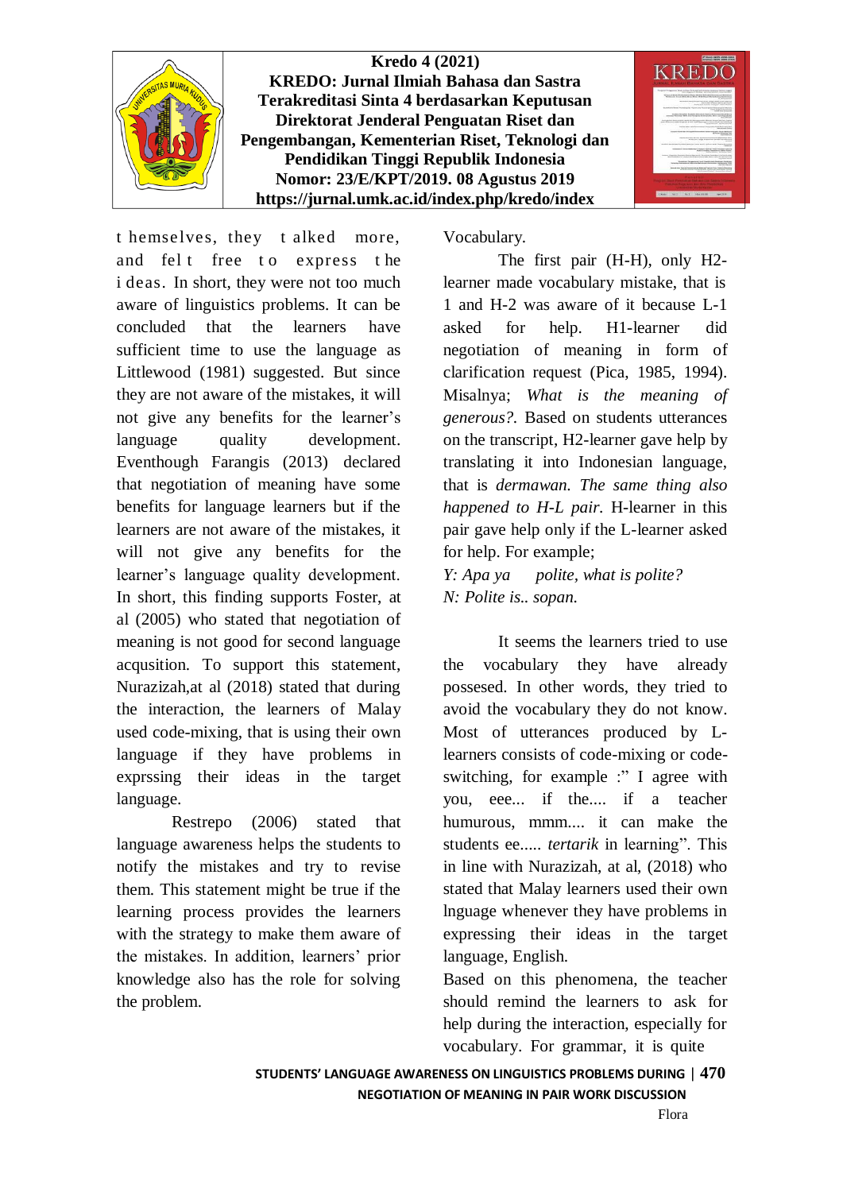themselves, they talked more, and felt free to express the ideas. In short, they were not too much aware of linguistics problems. It can be concluded that the learners have sufficient time to use the language as Littlewood (1981) suggested. But since they are not aware of the mistakes, it will not give any benefits for the learner's language quality development. Eventhough Farangis (2013) declared that negotiation of meaning have some benefits for language learners but if the learners are not aware of the mistakes, it will not give any benefits for the learner's language quality development. In short, this finding supports Foster, at al (2005) who stated that negotiation of meaning is not good for second language acqusition. To support this statement, Nurazizah,at al (2018) stated that during the interaction, the learners of Malay used code-mixing, that is using their own language if they have problems in exprssing their ideas in the target language.

Restrepo (2006) stated that language awareness helps the students to notify the mistakes and try to revise them. This statement might be true if the learning process provides the learners with the strategy to make them aware of the mistakes. In addition, learners' prior knowledge also has the role for solving the problem.

Vocabulary.

The first pair (H-H), only H2-learner made vocabulary mistake, that is 1 and H-2 was aware of it because L-1 asked for help. H1-learner did negotiation of meaning in form of clarification request (Pica, 1985, 1994). Misalnya; *What is the meaning of generous?*. Based on students utterances on the transcript, H2-learner gave help by translating it into Indonesian language, that is *dermawan. The same thing also happened to H-L pair.* H-learner in this pair gave help only if the L-learner asked for help. For example;

*Y: Apa ya polite, what is polite?*
*N: Polite is.. sopan.*

It seems the learners tried to use the vocabulary they have already possesed. In other words, they tried to avoid the vocabulary they do not know. Most of utterances produced by L-learners consists of code-mixing or code-switching, for example :" I agree with you, eee... if the.... if a teacher humurous, mmm.... it can make the students ee..... *tertarik* in learning". This in line with Nurazizah, at al, (2018) who stated that Malay learners used their own lnguage whenever they have problems in expressing their ideas in the target language, English.

Based on this phenomena, the teacher should remind the learners to ask for help during the interaction, especially for vocabulary. For grammar, it is quite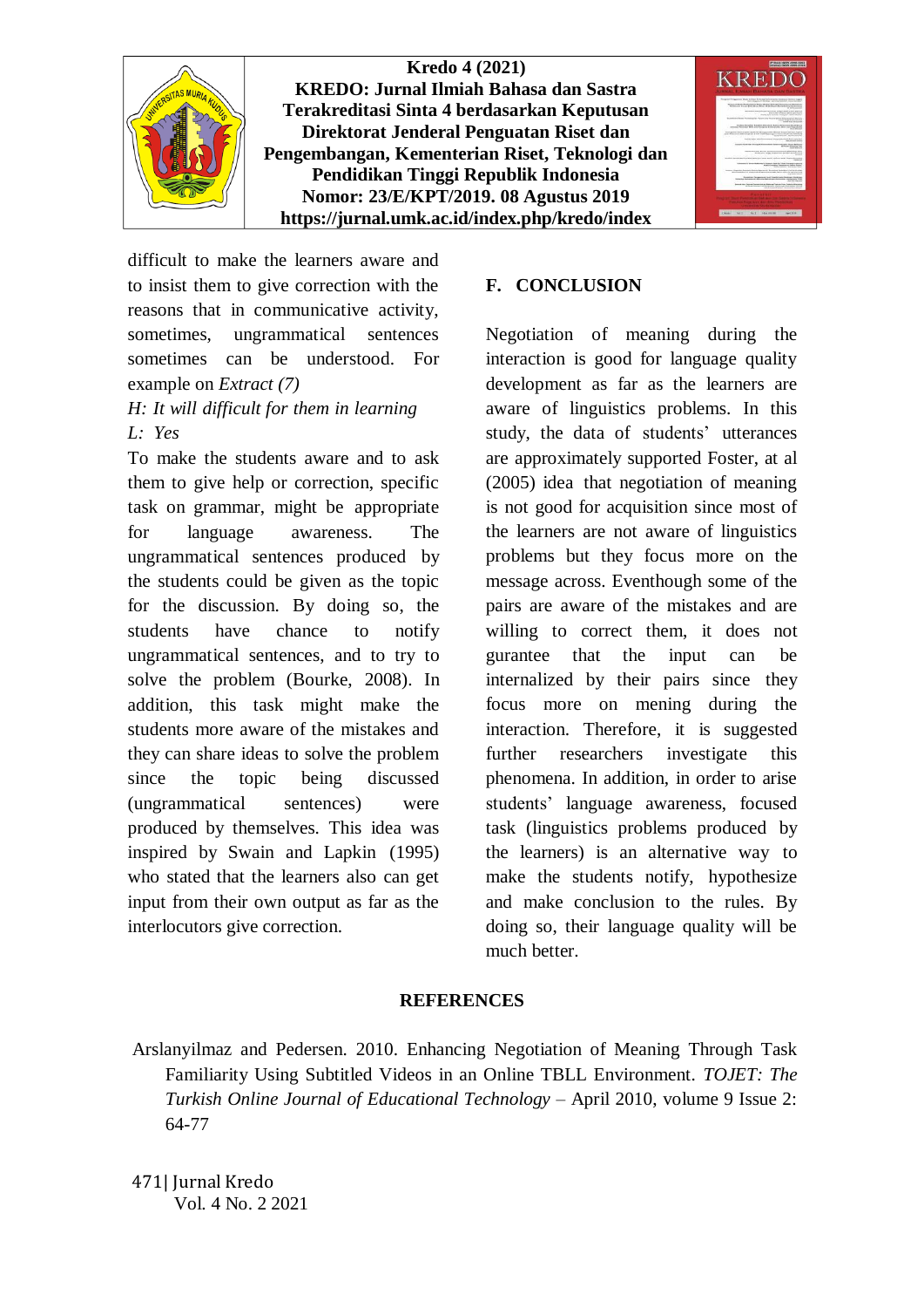difficult to make the learners aware and to insist them to give correction with the reasons that in communicative activity, sometimes, ungrammatical sentences sometimes can be understood. For example on *Extract (7)*

*H: It will difficult for them in learning*

*L: Yes*

To make the students aware and to ask them to give help or correction, specific task on grammar, might be appropriate for language awareness. The ungrammatical sentences produced by the students could be given as the topic for the discussion. By doing so, the students have chance to notify ungrammatical sentences, and to try to solve the problem (Bourke, 2008). In addition, this task might make the students more aware of the mistakes and they can share ideas to solve the problem since the topic being discussed (ungrammatical sentences) were produced by themselves. This idea was inspired by Swain and Lapkin (1995) who stated that the learners also can get input from their own output as far as the interlocutors give correction.

## F. CONCLUSION

Negotiation of meaning during the interaction is good for language quality development as far as the learners are aware of linguistics problems. In this study, the data of students' utterances are approximately supported Foster, at al (2005) idea that negotiation of meaning is not good for acquisition since most of the learners are not aware of linguistics problems but they focus more on the message across. Eventhough some of the pairs are aware of the mistakes and are willing to correct them, it does not gurantee that the input can be internalized by their pairs since they focus more on mening during the interaction. Therefore, it is suggested further researchers investigate this phenomena. In addition, in order to arise students' language awareness, focused task (linguistics problems produced by the learners) is an alternative way to make the students notify, hypothesize and make conclusion to the rules. By doing so, their language quality will be much better.

## REFERENCES

Arslanyilmaz and Pedersen. 2010. Enhancing Negotiation of Meaning Through Task Familiarity Using Subtitled Videos in an Online TBLL Environment. *TOJET: The Turkish Online Journal of Educational Technology* – April 2010, volume 9 Issue 2: 64-77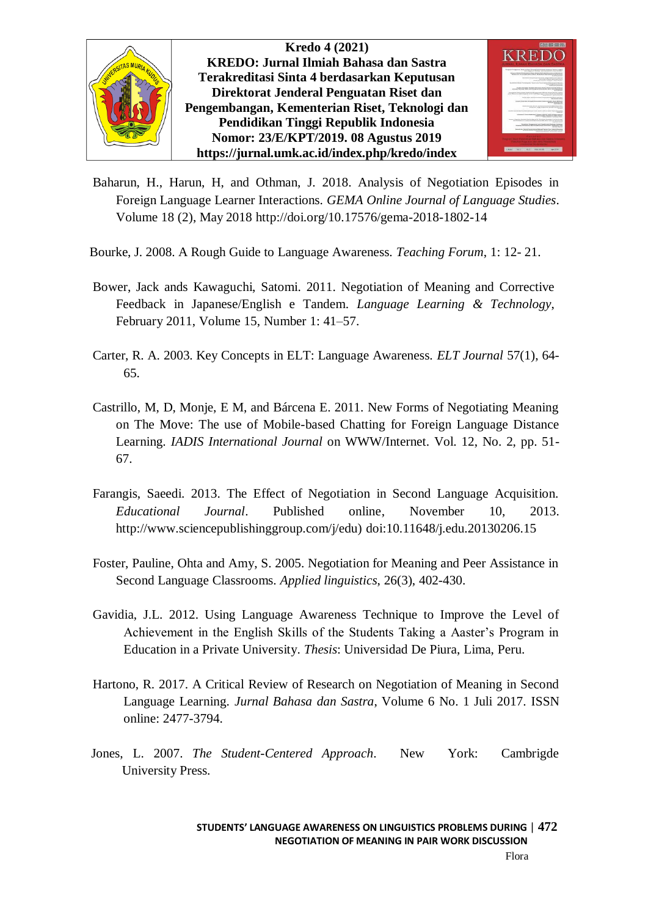Baharun, H., Harun, H, and Othman, J. 2018. Analysis of Negotiation Episodes in Foreign Language Learner Interactions. *GEMA Online Journal of Language Studies*. Volume 18 (2), May 2018 http://doi.org/10.17576/gema-2018-1802-14

Bourke, J. 2008. A Rough Guide to Language Awareness. *Teaching Forum*, 1: 12- 21.

Bower, Jack ands Kawaguchi, Satomi. 2011. Negotiation of Meaning and Corrective Feedback in Japanese/English e Tandem. *Language Learning & Technology*, February 2011, Volume 15, Number 1: 41–57.

Carter, R. A. 2003. Key Concepts in ELT: Language Awareness. *ELT Journal* 57(1), 64-65.

Castrillo, M, D, Monje, E M, and Bárcena E. 2011. New Forms of Negotiating Meaning on The Move: The use of Mobile-based Chatting for Foreign Language Distance Learning. *IADIS International Journal* on WWW/Internet. Vol. 12, No. 2, pp. 51-67.

Farangis, Saeedi. 2013. The Effect of Negotiation in Second Language Acquisition. *Educational Journal*. Published online, November 10, 2013. http://www.sciencepublishinggroup.com/j/edu) doi:10.11648/j.edu.20130206.15

Foster, Pauline, Ohta and Amy, S. 2005. Negotiation for Meaning and Peer Assistance in Second Language Classrooms. *Applied linguistics*, 26(3), 402-430.

Gavidia, J.L. 2012. Using Language Awareness Technique to Improve the Level of Achievement in the English Skills of the Students Taking a Aaster's Program in Education in a Private University. *Thesis*: Universidad De Piura, Lima, Peru.

Hartono, R. 2017. A Critical Review of Research on Negotiation of Meaning in Second Language Learning. *Jurnal Bahasa dan Sastra*, Volume 6 No. 1 Juli 2017. ISSN online: 2477-3794.

Jones, L. 2007. *The Student-Centered Approach*. New York: Cambrigde University Press.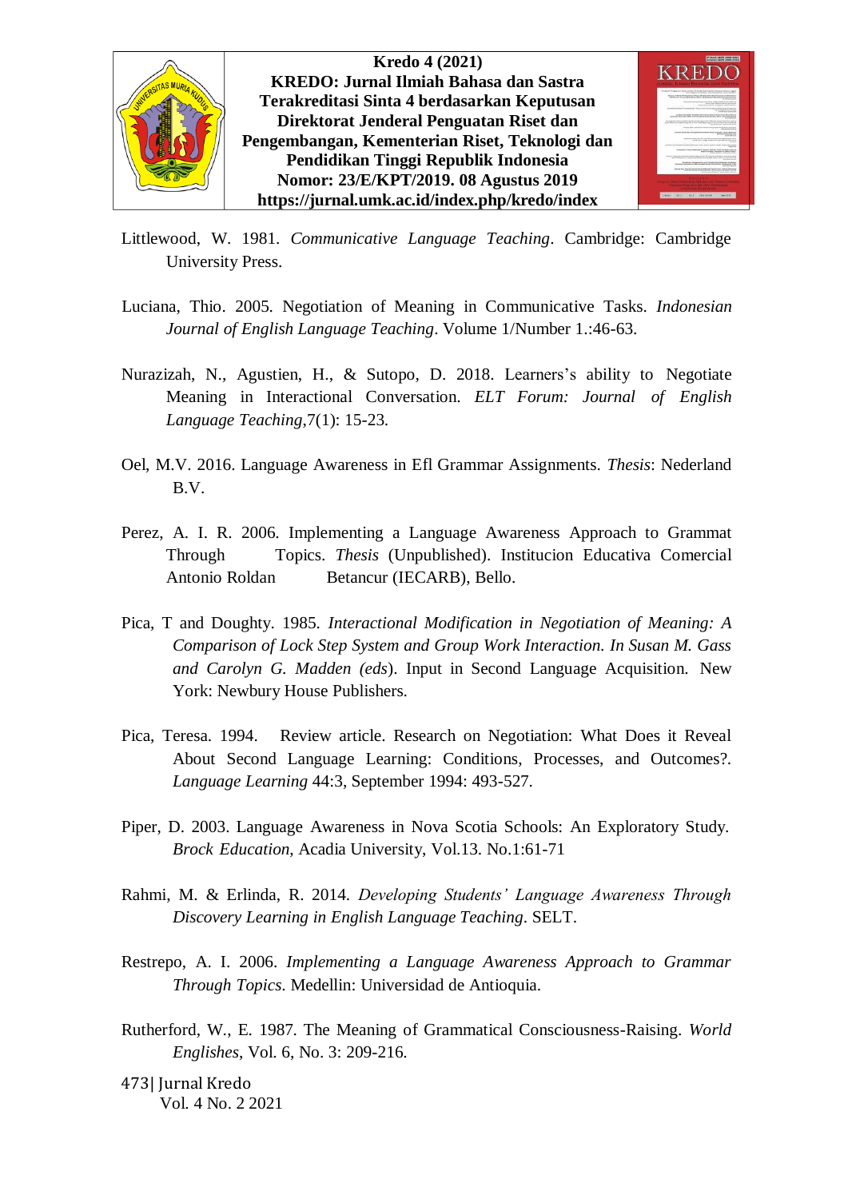Littlewood, W. 1981. *Communicative Language Teaching*. Cambridge: Cambridge University Press.

Luciana, Thio. 2005. Negotiation of Meaning in Communicative Tasks. *Indonesian Journal of English Language Teaching*. Volume 1/Number 1.:46-63.

Nurazizah, N., Agustien, H., & Sutopo, D. 2018. Learners's ability to Negotiate Meaning in Interactional Conversation. *ELT Forum: Journal of English Language Teaching*,7(1): 15-23.

Oel, M.V. 2016. Language Awareness in Efl Grammar Assignments. *Thesis*: Nederland B.V.

Perez, A. I. R. 2006. Implementing a Language Awareness Approach to Grammat Through Topics. *Thesis* (Unpublished). Institucion Educativa Comercial Antonio Roldan Betancur (IECARB), Bello.

Pica, T and Doughty. 1985. *Interactional Modification in Negotiation of Meaning: A Comparison of Lock Step System and Group Work Interaction. In Susan M. Gass and Carolyn G. Madden (eds*). Input in Second Language Acquisition. New York: Newbury House Publishers.

Pica, Teresa. 1994. Review article. Research on Negotiation: What Does it Reveal About Second Language Learning: Conditions, Processes, and Outcomes?. *Language Learning* 44:3, September 1994: 493-527.

Piper, D. 2003. Language Awareness in Nova Scotia Schools: An Exploratory Study. *Brock Education*, Acadia University, Vol.13. No.1:61-71

Rahmi, M. & Erlinda, R. 2014. *Developing Students' Language Awareness Through Discovery Learning in English Language Teaching*. SELT.

Restrepo, A. I. 2006. *Implementing a Language Awareness Approach to Grammar Through Topics.* Medellin: Universidad de Antioquia.

Rutherford, W., E. 1987. The Meaning of Grammatical Consciousness-Raising. *World Englishes*, Vol. 6, No. 3: 209-216.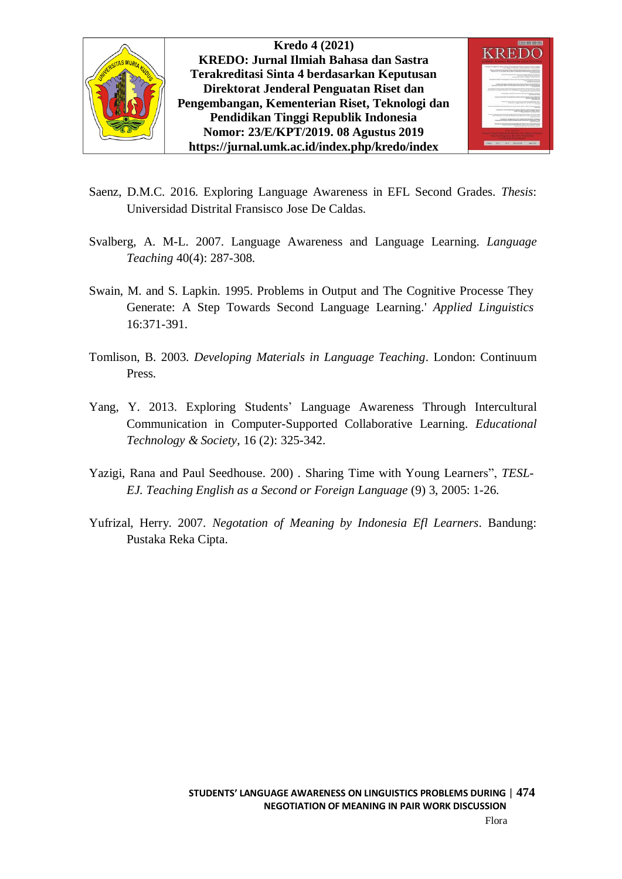Saenz, D.M.C. 2016. Exploring Language Awareness in EFL Second Grades. *Thesis*: Universidad Distrital Fransisco Jose De Caldas.

Svalberg, A. M-L. 2007. Language Awareness and Language Learning. *Language Teaching* 40(4): 287-308.

Swain, M. and S. Lapkin. 1995. Problems in Output and The Cognitive Processe They Generate: A Step Towards Second Language Learning.' *Applied Linguistics* 16:371-391.

Tomlison, B. 2003. *Developing Materials in Language Teaching*. London: Continuum Press.

Yang, Y. 2013. Exploring Students' Language Awareness Through Intercultural Communication in Computer-Supported Collaborative Learning. *Educational Technology & Society*, 16 (2): 325-342.

Yazigi, Rana and Paul Seedhouse. 200) . Sharing Time with Young Learners", *TESL-EJ. Teaching English as a Second or Foreign Language* (9) 3, 2005: 1-26.

Yufrizal, Herry. 2007. *Negotation of Meaning by Indonesia Efl Learners*. Bandung: Pustaka Reka Cipta.